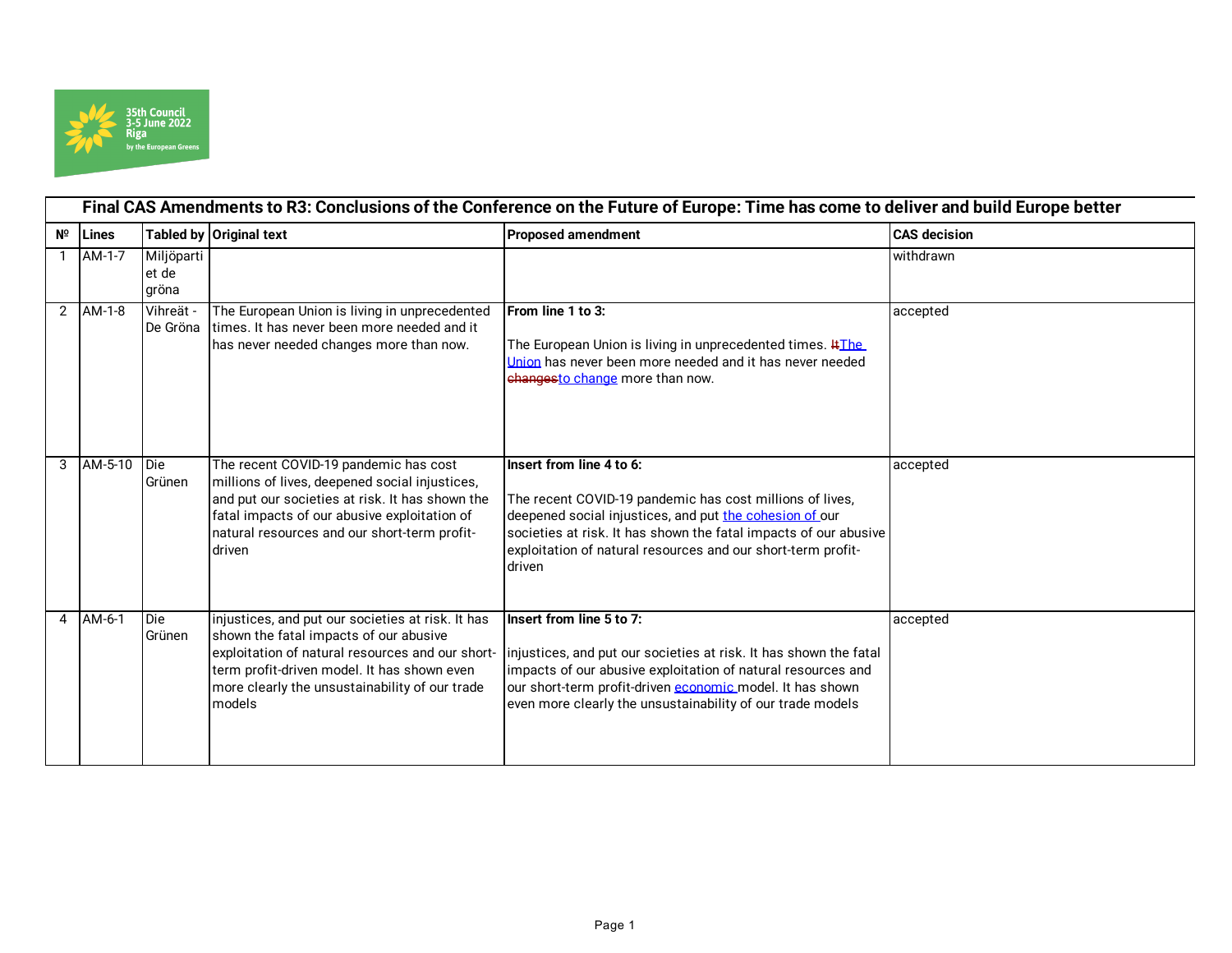35th Council
3-5 June 2022
Riga
by the European Greens

## Final CAS Amendments to R3: Conclusions of the Conference on the Future of Europe: Time has come to deliver and build Europe better

| Nº | Lines | Tabled by | Original text | Proposed amendment | CAS decision |
|---|---|---|---|---|---|
| 1 | AM-1-7 | Miljöpartiet de gröna | | | withdrawn |
| 2 | AM-1-8 | Vihreät - De Gröna | The European Union is living in unprecedented times. It has never been more needed and it has never needed changes more than now. | **From line 1 to 3:** The European Union is living in unprecedented times. ~~It~~The Union has never been more needed and it has never needed ~~changes~~to change more than now. | accepted |
| 3 | AM-5-10 | Die Grünen | The recent COVID-19 pandemic has cost millions of lives, deepened social injustices, and put our societies at risk. It has shown the fatal impacts of our abusive exploitation of natural resources and our short-term profit-driven | **Insert from line 4 to 6:** The recent COVID-19 pandemic has cost millions of lives, deepened social injustices, and put the cohesion of our societies at risk. It has shown the fatal impacts of our abusive exploitation of natural resources and our short-term profit-driven | accepted |
| 4 | AM-6-1 | Die Grünen | injustices, and put our societies at risk. It has shown the fatal impacts of our abusive exploitation of natural resources and our short-term profit-driven model. It has shown even more clearly the unsustainability of our trade models | **Insert from line 5 to 7:** injustices, and put our societies at risk. It has shown the fatal impacts of our abusive exploitation of natural resources and our short-term profit-driven economic model. It has shown even more clearly the unsustainability of our trade models | accepted |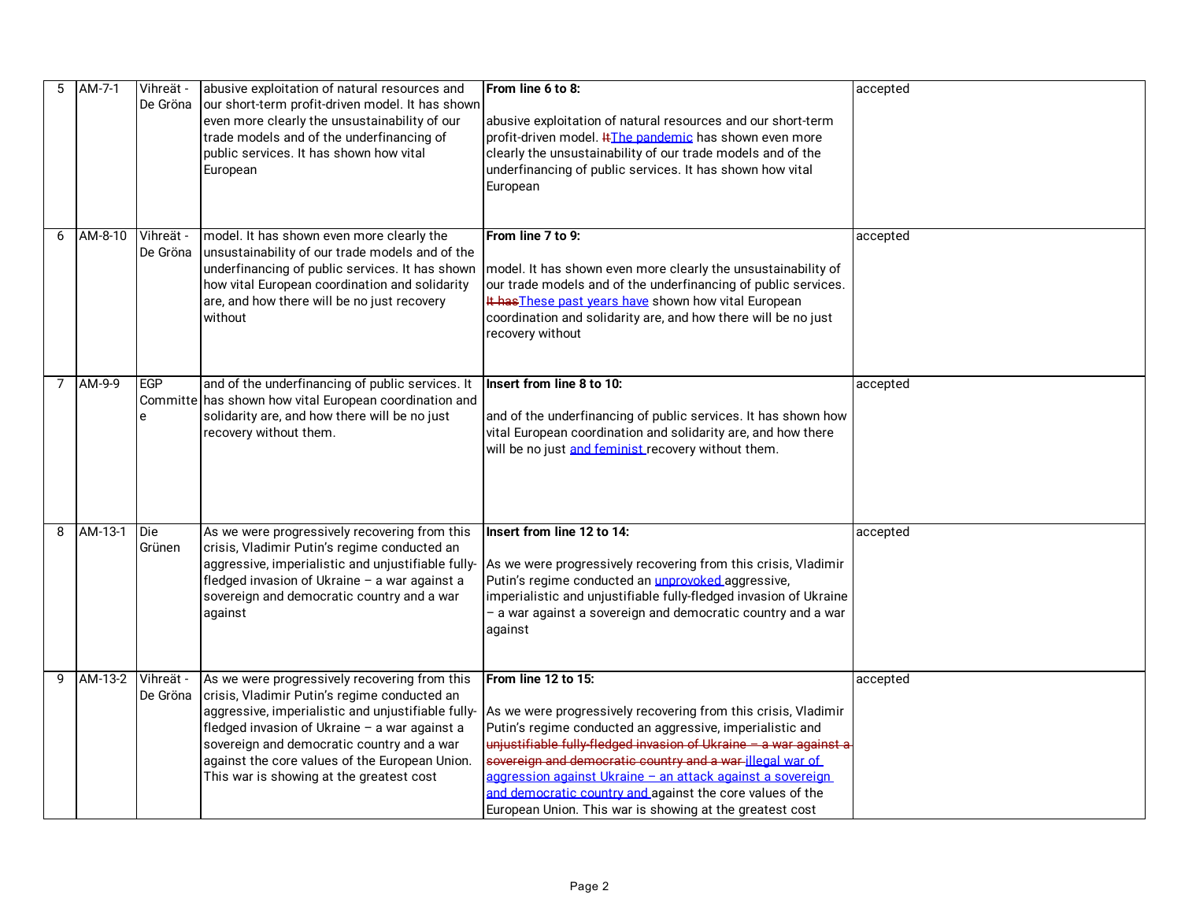| 5 | AM-7-1 | Vihreät - De Gröna | abusive exploitation of natural resources and our short-term profit-driven model. It has shown even more clearly the unsustainability of our trade models and of the underfinancing of public services. It has shown how vital European | **From line 6 to 8:**<br><br>abusive exploitation of natural resources and our short-term profit-driven model. ~~It~~The pandemic has shown even more clearly the unsustainability of our trade models and of the underfinancing of public services. It has shown how vital European | accepted |
|---|---|---|---|---|---|
| 6 | AM-8-10 | Vihreät - De Gröna | model. It has shown even more clearly the unsustainability of our trade models and of the underfinancing of public services. It has shown how vital European coordination and solidarity are, and how there will be no just recovery without | **From line 7 to 9:**<br><br>model. It has shown even more clearly the unsustainability of our trade models and of the underfinancing of public services. ~~It has~~These past years have shown how vital European coordination and solidarity are, and how there will be no just recovery without | accepted |
| 7 | AM-9-9 | EGP Committee | and of the underfinancing of public services. It has shown how vital European coordination and solidarity are, and how there will be no just recovery without them. | **Insert from line 8 to 10:**<br><br>and of the underfinancing of public services. It has shown how vital European coordination and solidarity are, and how there will be no just and feminist recovery without them. | accepted |
| 8 | AM-13-1 | Die Grünen | As we were progressively recovering from this crisis, Vladimir Putin's regime conducted an aggressive, imperialistic and unjustifiable fully-fledged invasion of Ukraine – a war against a sovereign and democratic country and a war against | **Insert from line 12 to 14:**<br><br>As we were progressively recovering from this crisis, Vladimir Putin's regime conducted an unprovoked aggressive, imperialistic and unjustifiable fully-fledged invasion of Ukraine – a war against a sovereign and democratic country and a war against | accepted |
| 9 | AM-13-2 | Vihreät - De Gröna | As we were progressively recovering from this crisis, Vladimir Putin's regime conducted an aggressive, imperialistic and unjustifiable fully-fledged invasion of Ukraine – a war against a sovereign and democratic country and a war against the core values of the European Union. This war is showing at the greatest cost | **From line 12 to 15:**<br><br>As we were progressively recovering from this crisis, Vladimir Putin's regime conducted an aggressive, imperialistic and ~~unjustifiable fully-fledged invasion of Ukraine – a war against a sovereign and democratic country and a war~~ illegal war of aggression against Ukraine – an attack against a sovereign and democratic country and against the core values of the European Union. This war is showing at the greatest cost | accepted |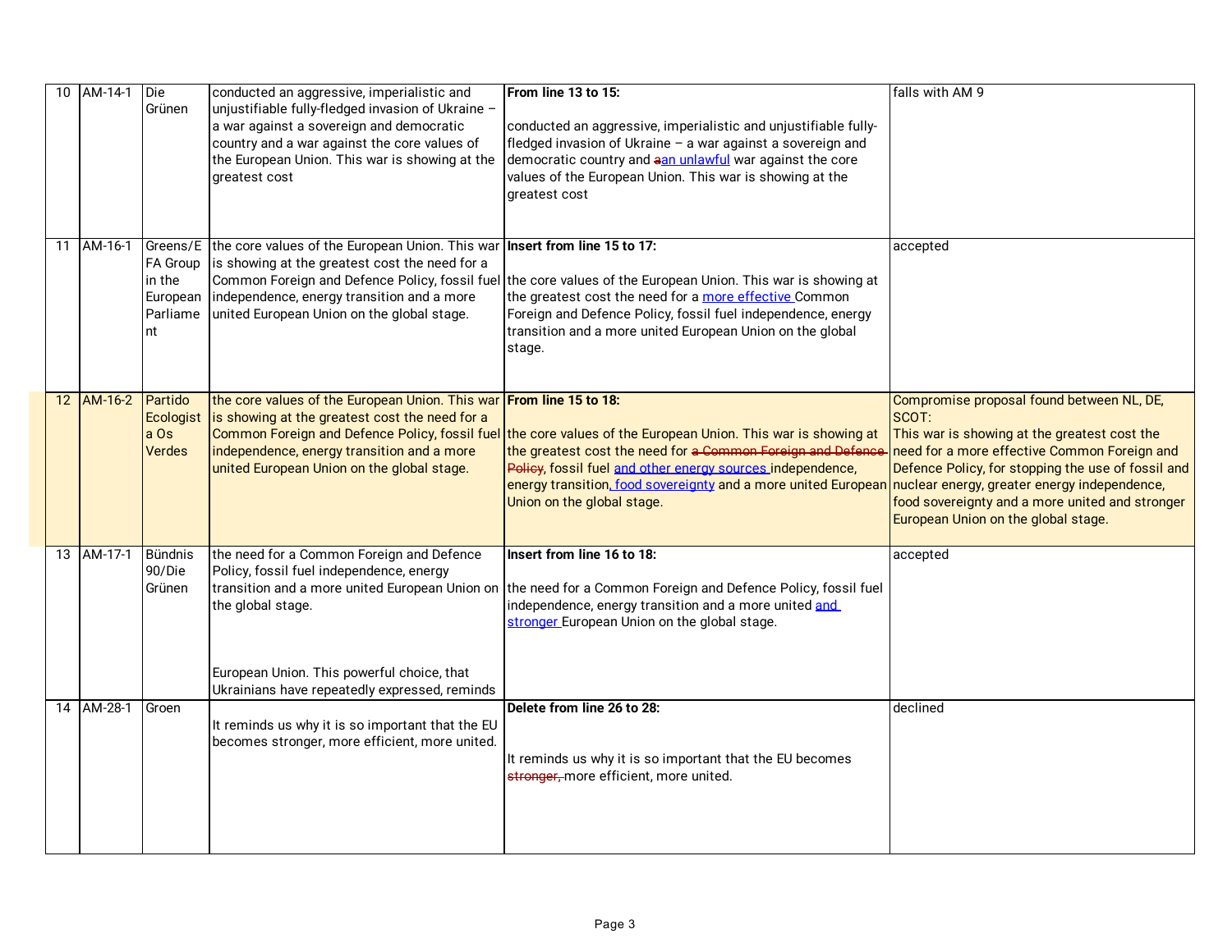| 10 | AM-14-1 | Die Grünen | conducted an aggressive, imperialistic and unjustifiable fully-fledged invasion of Ukraine – a war against a sovereign and democratic country and a war against the core values of the European Union. This war is showing at the greatest cost | **From line 13 to 15:**<br><br>conducted an aggressive, imperialistic and unjustifiable fully-fledged invasion of Ukraine – a war against a sovereign and democratic country and ~~a~~an unlawful war against the core values of the European Union. This war is showing at the greatest cost | falls with AM 9 |
|---|---|---|---|---|---|
| 11 | AM-16-1 | Greens/EFA Group in the European Parliament | the core values of the European Union. This war is showing at the greatest cost the need for a Common Foreign and Defence Policy, fossil fuel independence, energy transition and a more united European Union on the global stage. | **Insert from line 15 to 17:**<br><br>the core values of the European Union. This war is showing at the greatest cost the need for a more effective Common Foreign and Defence Policy, fossil fuel independence, energy transition and a more united European Union on the global stage. | accepted |
| 12 | AM-16-2 | Partido Ecologista Os Verdes | the core values of the European Union. This war is showing at the greatest cost the need for a Common Foreign and Defence Policy, fossil fuel independence, energy transition and a more united European Union on the global stage. | **From line 15 to 18:**<br><br>the core values of the European Union. This war is showing at the greatest cost the need for ~~a Common Foreign and Defence Policy~~, fossil fuel and other energy sources independence, energy transition, food sovereignty and a more united European Union on the global stage. | Compromise proposal found between NL, DE, SCOT:<br>This war is showing at the greatest cost the need for a more effective Common Foreign and Defence Policy, for stopping the use of fossil and nuclear energy, greater energy independence, food sovereignty and a more united and stronger European Union on the global stage. |
| 13 | AM-17-1 | Bündnis 90/Die Grünen | the need for a Common Foreign and Defence Policy, fossil fuel independence, energy transition and a more united European Union on the global stage.<br><br>European Union. This powerful choice, that Ukrainians have repeatedly expressed, reminds | **Insert from line 16 to 18:**<br><br>the need for a Common Foreign and Defence Policy, fossil fuel independence, energy transition and a more united and stronger European Union on the global stage. | accepted |
| 14 | AM-28-1 | Groen | It reminds us why it is so important that the EU becomes stronger, more efficient, more united. | **Delete from line 26 to 28:**<br><br>It reminds us why it is so important that the EU becomes ~~stronger,~~ more efficient, more united. | declined |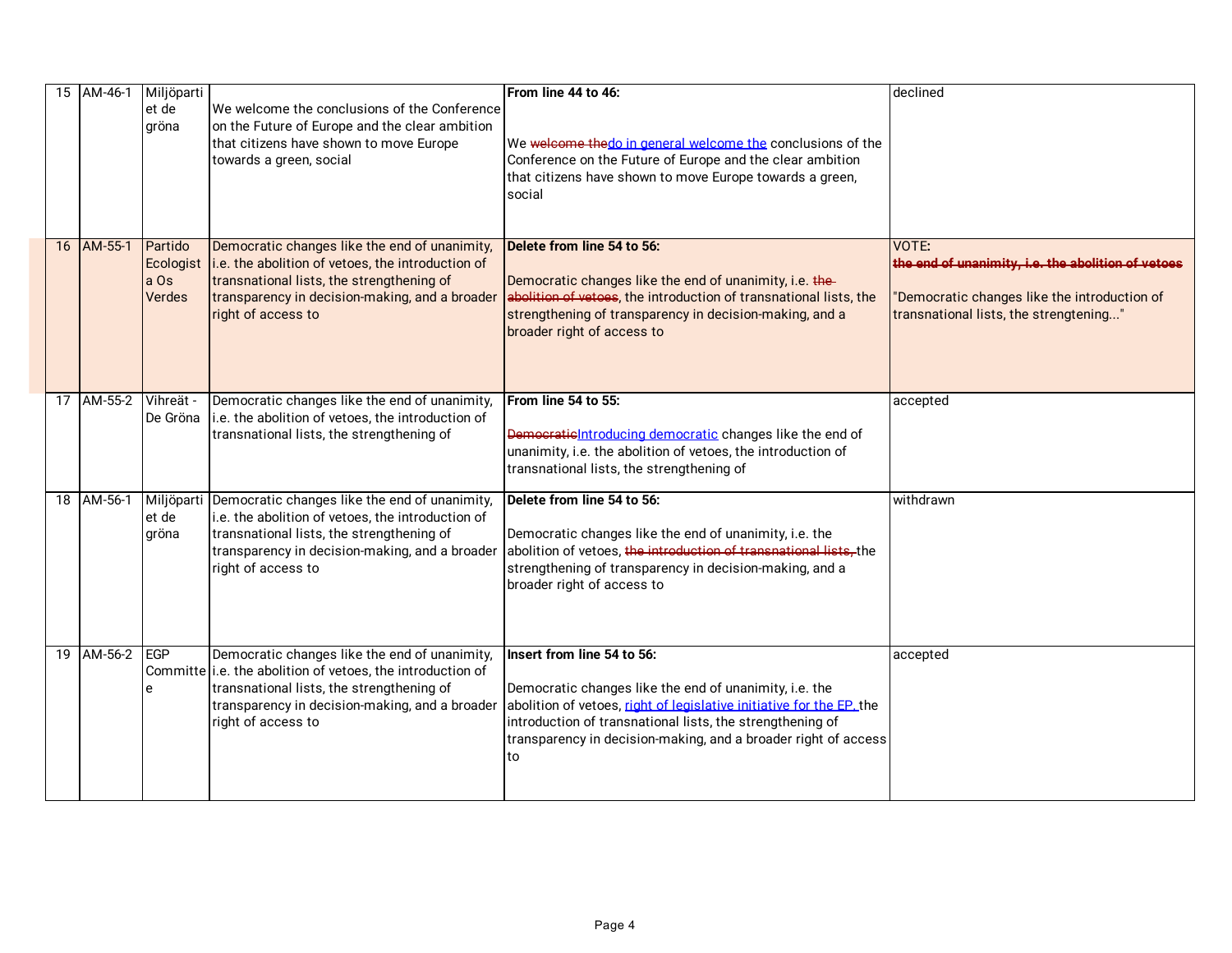| 15 | AM-46-1 | Miljöpartiet de gröna | We welcome the conclusions of the Conference on the Future of Europe and the clear ambition that citizens have shown to move Europe towards a green, social | **From line 44 to 46:** We ~~welcome the~~do in general welcome the conclusions of the Conference on the Future of Europe and the clear ambition that citizens have shown to move Europe towards a green, social | declined |
|---|---|---|---|---|---|
| 16 | AM-55-1 | Partido Ecologista Os Verdes | Democratic changes like the end of unanimity, i.e. the abolition of vetoes, the introduction of transnational lists, the strengthening of transparency in decision-making, and a broader right of access to | **Delete from line 54 to 56:** Democratic changes like the end of unanimity, i.e. ~~the abolition of vetoes~~, the introduction of transnational lists, the strengthening of transparency in decision-making, and a broader right of access to | VOTE**:** ~~**the end of unanimity, i.e. the abolition of vetoes**~~ "Democratic changes like the introduction of transnational lists, the strengtening..." |
| 17 | AM-55-2 | Vihreät - De Gröna | Democratic changes like the end of unanimity, i.e. the abolition of vetoes, the introduction of transnational lists, the strengthening of | **From line 54 to 55:** ~~Democratic~~Introducing democratic changes like the end of unanimity, i.e. the abolition of vetoes, the introduction of transnational lists, the strengthening of | accepted |
| 18 | AM-56-1 | Miljöpartiet de gröna | Democratic changes like the end of unanimity, i.e. the abolition of vetoes, the introduction of transnational lists, the strengthening of transparency in decision-making, and a broader right of access to | **Delete from line 54 to 56:** Democratic changes like the end of unanimity, i.e. the abolition of vetoes, ~~the introduction of transnational lists,~~ the strengthening of transparency in decision-making, and a broader right of access to | withdrawn |
| 19 | AM-56-2 | EGP Committee | Democratic changes like the end of unanimity, i.e. the abolition of vetoes, the introduction of transnational lists, the strengthening of transparency in decision-making, and a broader right of access to | **Insert from line 54 to 56:** Democratic changes like the end of unanimity, i.e. the abolition of vetoes, right of legislative initiative for the EP, the introduction of transnational lists, the strengthening of transparency in decision-making, and a broader right of access to | accepted |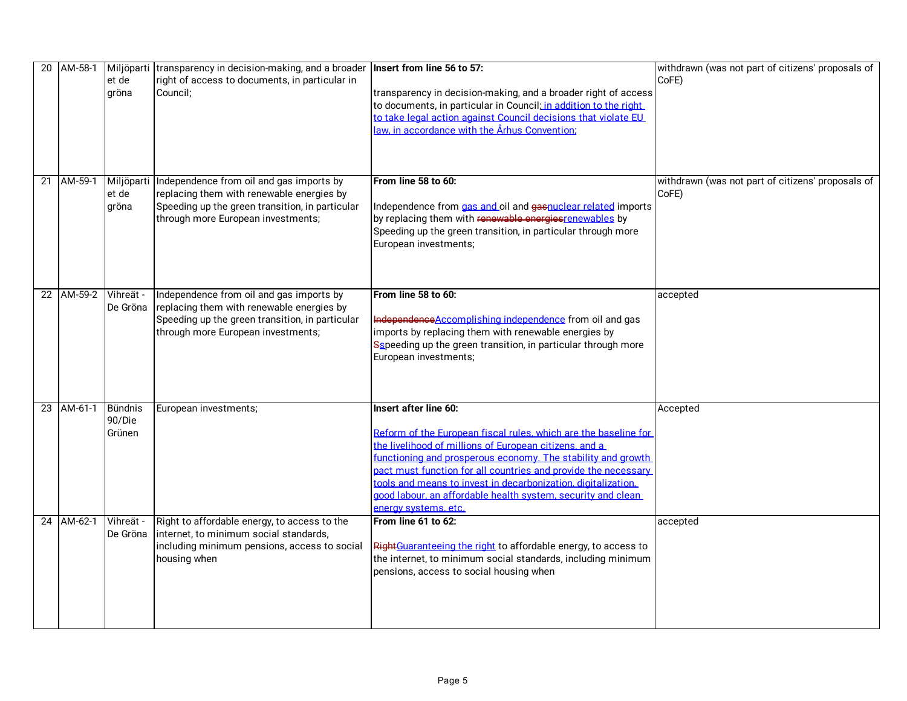| 20 | AM-58-1 | Miljöpartiet de gröna | transparency in decision-making, and a broader right of access to documents, in particular in Council; | **Insert from line 56 to 57:**<br><br>transparency in decision-making, and a broader right of access to documents, in particular in Council; in addition to the right to take legal action against Council decisions that violate EU law, in accordance with the Århus Convention; | withdrawn (was not part of citizens' proposals of CoFE) |
|---|---|---|---|---|---|
| 21 | AM-59-1 | Miljöpartiet de gröna | Independence from oil and gas imports by replacing them with renewable energies by Speeding up the green transition, in particular through more European investments; | **From line 58 to 60:**<br><br>Independence from gas and oil and ~~gas~~nuclear related imports by replacing them with ~~renewable energies~~renewables by Speeding up the green transition, in particular through more European investments; | withdrawn (was not part of citizens' proposals of CoFE) |
| 22 | AM-59-2 | Vihreät - De Gröna | Independence from oil and gas imports by replacing them with renewable energies by Speeding up the green transition, in particular through more European investments; | **From line 58 to 60:**<br><br>~~Independence~~Accomplishing independence from oil and gas imports by replacing them with renewable energies by ~~S~~speeding up the green transition, in particular through more European investments; | accepted |
| 23 | AM-61-1 | Bündnis 90/Die Grünen | European investments; | **Insert after line 60:**<br><br>Reform of the European fiscal rules, which are the baseline for the livelihood of millions of European citizens, and a functioning and prosperous economy. The stability and growth pact must function for all countries and provide the necessary tools and means to invest in decarbonization, digitalization, good labour, an affordable health system, security and clean energy systems, etc. | Accepted |
| 24 | AM-62-1 | Vihreät - De Gröna | Right to affordable energy, to access to the internet, to minimum social standards, including minimum pensions, access to social housing when | **From line 61 to 62:**<br><br>~~Right~~Guaranteeing the right to affordable energy, to access to the internet, to minimum social standards, including minimum pensions, access to social housing when | accepted |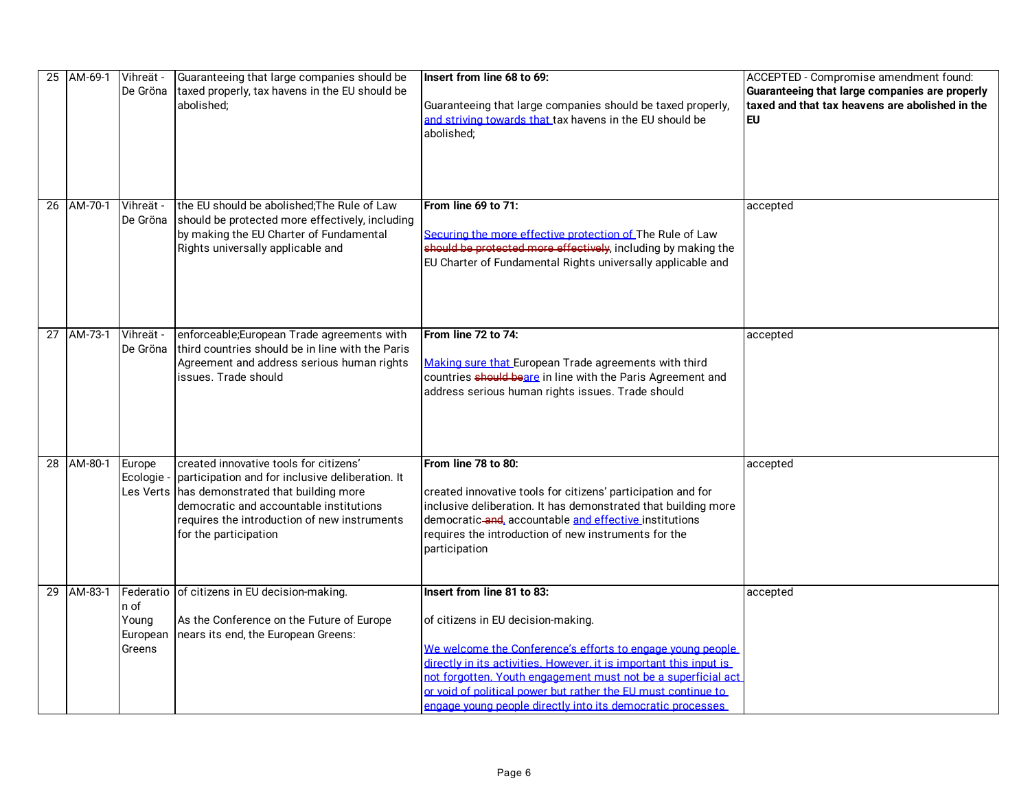| 25 | AM-69-1 | Vihreät - De Gröna | Guaranteeing that large companies should be taxed properly, tax havens in the EU should be abolished; | **Insert from line 68 to 69:**<br><br>Guaranteeing that large companies should be taxed properly, <u>and striving towards that </u>tax havens in the EU should be abolished; | ACCEPTED - Compromise amendment found: **Guaranteeing that large companies are properly taxed and that tax heavens are abolished in the EU** |
|---|---|---|---|---|---|
| 26 | AM-70-1 | Vihreät - De Gröna | the EU should be abolished;The Rule of Law should be protected more effectively, including by making the EU Charter of Fundamental Rights universally applicable and | **From line 69 to 71:**<br><br><u>Securing the more effective protection of </u>The Rule of Law ~~should be protected more effectively~~, including by making the EU Charter of Fundamental Rights universally applicable and | accepted |
| 27 | AM-73-1 | Vihreät - De Gröna | enforceable;European Trade agreements with third countries should be in line with the Paris Agreement and address serious human rights issues. Trade should | **From line 72 to 74:**<br><br><u>Making sure that </u>European Trade agreements with third countries ~~should be~~<u>are</u> in line with the Paris Agreement and address serious human rights issues. Trade should | accepted |
| 28 | AM-80-1 | Europe Ecologie - Les Verts | created innovative tools for citizens' participation and for inclusive deliberation. It has demonstrated that building more democratic and accountable institutions requires the introduction of new instruments for the participation | **From line 78 to 80:**<br><br>created innovative tools for citizens' participation and for inclusive deliberation. It has demonstrated that building more democratic~~ and~~<u>,</u> accountable <u>and effective </u>institutions requires the introduction of new instruments for the participation | accepted |
| 29 | AM-83-1 | Federation of Young European Greens | of citizens in EU decision-making.<br><br>As the Conference on the Future of Europe nears its end, the European Greens: | **Insert from line 81 to 83:**<br><br>of citizens in EU decision-making.<br><br><u>We welcome the Conference's efforts to engage young people directly in its activities. However, it is important this input is not forgotten. Youth engagement must not be a superficial act or void of political power but rather the EU must continue to engage young people directly into its democratic processes</u> | accepted |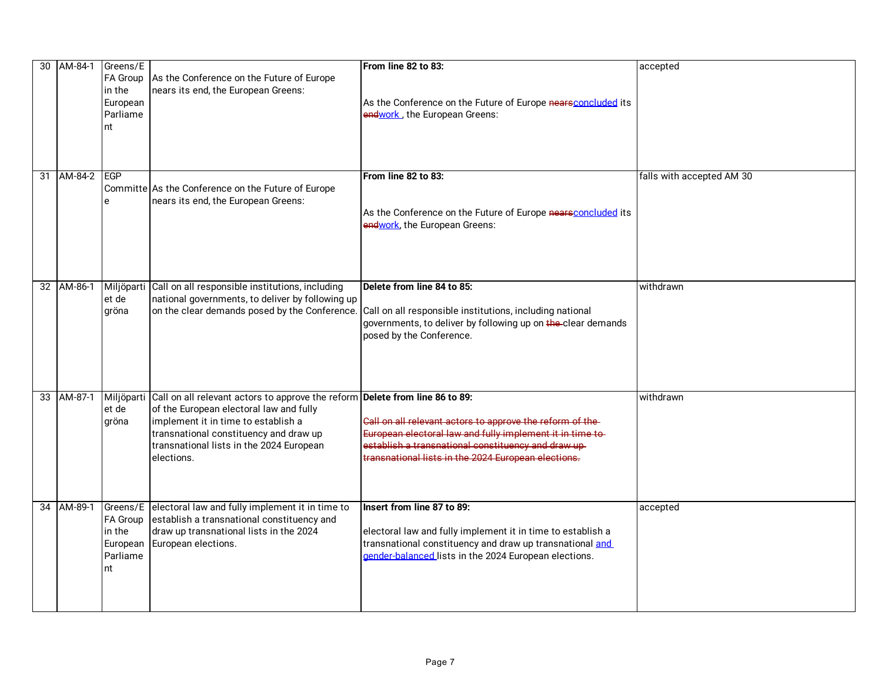| 30 | AM-84-1 | Greens/EFA Group in the European Parliament | As the Conference on the Future of Europe nears its end, the European Greens: | **From line 82 to 83:**<br><br>As the Conference on the Future of Europe ~~nears~~concluded its ~~end~~work , the European Greens: | accepted |
|---|---|---|---|---|---|
| 31 | AM-84-2 | EGP Committee | As the Conference on the Future of Europe nears its end, the European Greens: | **From line 82 to 83:**<br><br>As the Conference on the Future of Europe ~~nears~~concluded its ~~end~~work, the European Greens: | falls with accepted AM 30 |
| 32 | AM-86-1 | Miljöpartiet de gröna | Call on all responsible institutions, including national governments, to deliver by following up on the clear demands posed by the Conference. | **Delete from line 84 to 85:**<br><br>Call on all responsible institutions, including national governments, to deliver by following up on ~~the~~ clear demands posed by the Conference. | withdrawn |
| 33 | AM-87-1 | Miljöpartiet de gröna | Call on all relevant actors to approve the reform of the European electoral law and fully implement it in time to establish a transnational constituency and draw up transnational lists in the 2024 European elections. | **Delete from line 86 to 89:**<br><br>~~Call on all relevant actors to approve the reform of the European electoral law and fully implement it in time to establish a transnational constituency and draw up transnational lists in the 2024 European elections.~~ | withdrawn |
| 34 | AM-89-1 | Greens/EFA Group in the European Parliament | electoral law and fully implement it in time to establish a transnational constituency and draw up transnational lists in the 2024 European elections. | **Insert from line 87 to 89:**<br><br>electoral law and fully implement it in time to establish a transnational constituency and draw up transnational and gender-balanced lists in the 2024 European elections. | accepted |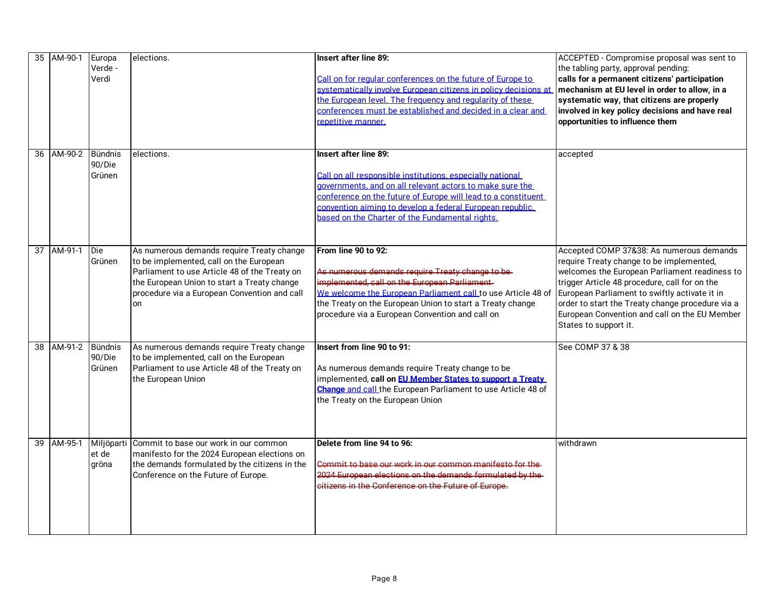| 35 | AM-90-1 | Europa Verde - Verdi | elections. | **Insert after line 89:**<br><br><u>Call on for regular conferences on the future of Europe to systematically involve European citizens in policy decisions at the European level. The frequency and regularity of these conferences must be established and decided in a clear and repetitive manner.</u> | ACCEPTED - Compromise proposal was sent to the tabling party, approval pending:<br>**calls for a permanent citizens' participation mechanism at EU level in order to allow, in a systematic way, that citizens are properly involved in key policy decisions and have real opportunities to influence them** |
|---|---|---|---|---|---|
| 36 | AM-90-2 | Bündnis 90/Die Grünen | elections. | **Insert after line 89:**<br><br><u>Call on all responsible institutions, especially national governments, and on all relevant actors to make sure the conference on the future of Europe will lead to a constituent convention aiming to develop a federal European republic, based on the Charter of the Fundamental rights.</u> | accepted |
| 37 | AM-91-1 | Die Grünen | As numerous demands require Treaty change to be implemented, call on the European Parliament to use Article 48 of the Treaty on the European Union to start a Treaty change procedure via a European Convention and call on | **From line 90 to 92:**<br><br>~~As numerous demands require Treaty change to be implemented, call on the European Parliament~~ <u>We welcome the European Parliament call</u> to use Article 48 of the Treaty on the European Union to start a Treaty change procedure via a European Convention and call on | Accepted COMP 37&38: As numerous demands require Treaty change to be implemented, welcomes the European Parliament readiness to trigger Article 48 procedure, call for on the European Parliament to swiftly activate it in order to start the Treaty change procedure via a European Convention and call on the EU Member States to support it. |
| 38 | AM-91-2 | Bündnis 90/Die Grünen | As numerous demands require Treaty change to be implemented, call on the European Parliament to use Article 48 of the Treaty on the European Union | **Insert from line 90 to 91:**<br><br>As numerous demands require Treaty change to be implemented, **call on** **<u>EU Member States to support a Treaty Change</u>** <u>and call</u> the European Parliament to use Article 48 of the Treaty on the European Union | See COMP 37 & 38 |
| 39 | AM-95-1 | Miljöpartiet de gröna | Commit to base our work in our common manifesto for the 2024 European elections on the demands formulated by the citizens in the Conference on the Future of Europe. | **Delete from line 94 to 96:**<br><br>~~Commit to base our work in our common manifesto for the 2024 European elections on the demands formulated by the citizens in the Conference on the Future of Europe.~~ | withdrawn |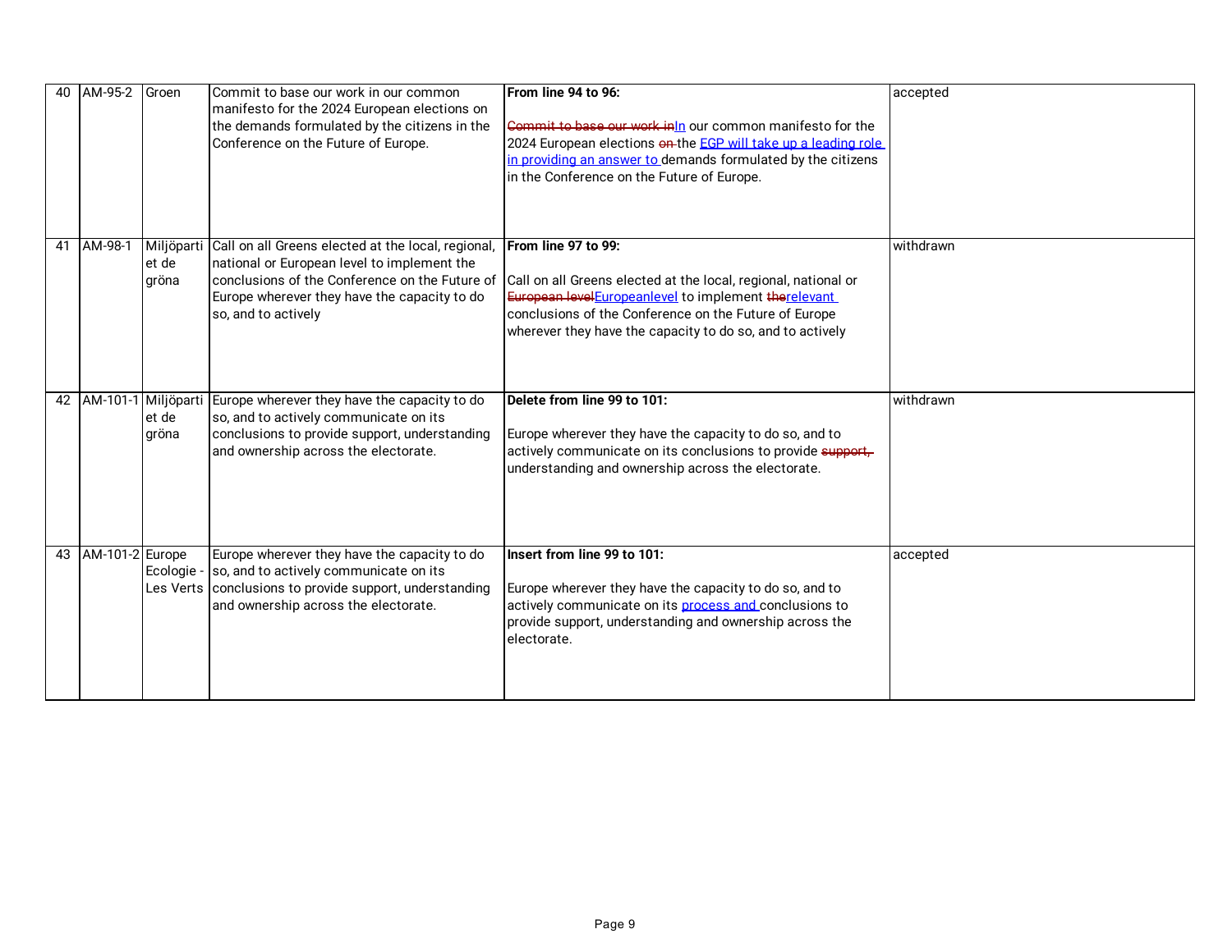| | | | | | |
|---|---|---|---|---|---|
| 40 | AM-95-2 | Groen | Commit to base our work in our common manifesto for the 2024 European elections on the demands formulated by the citizens in the Conference on the Future of Europe. | **From line 94 to 96:**<br><br>~~Commit to base our work in~~In our common manifesto for the 2024 European elections ~~on~~ the EGP will take up a leading role in providing an answer to demands formulated by the citizens in the Conference on the Future of Europe. | accepted |
| 41 | AM-98-1 | Miljöpartiet de gröna | Call on all Greens elected at the local, regional, national or European level to implement the conclusions of the Conference on the Future of Europe wherever they have the capacity to do so, and to actively | **From line 97 to 99:**<br><br>Call on all Greens elected at the local, regional, national or ~~European level~~Europeanlevel to implement ~~the~~relevant conclusions of the Conference on the Future of Europe wherever they have the capacity to do so, and to actively | withdrawn |
| 42 | AM-101-1 | Miljöpartiet de gröna | Europe wherever they have the capacity to do so, and to actively communicate on its conclusions to provide support, understanding and ownership across the electorate. | **Delete from line 99 to 101:**<br><br>Europe wherever they have the capacity to do so, and to actively communicate on its conclusions to provide ~~support,~~ understanding and ownership across the electorate. | withdrawn |
| 43 | AM-101-2 | Europe Ecologie - Les Verts | Europe wherever they have the capacity to do so, and to actively communicate on its conclusions to provide support, understanding and ownership across the electorate. | **Insert from line 99 to 101:**<br><br>Europe wherever they have the capacity to do so, and to actively communicate on its process and conclusions to provide support, understanding and ownership across the electorate. | accepted |